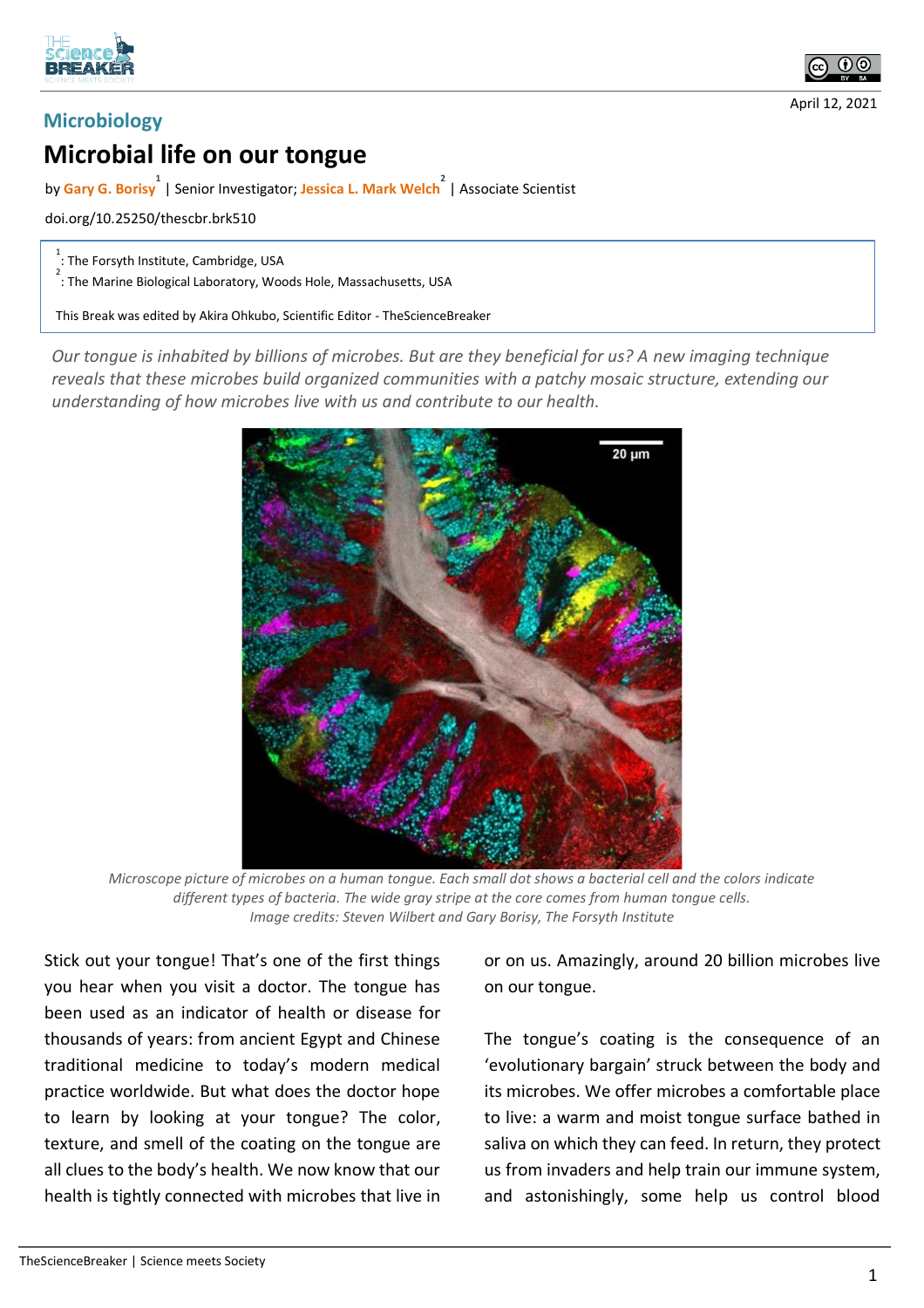Microbiology

# Microbial life on our tongue

by **Gary G. Borisy**[1] | Senior Investigator; **Jessica L. Mark Welch**[2] | Associate Scientist

doi.org/10.25250/thescbr.brk510

[1]: The Forsyth Institute, Cambridge, USA
[2]: The Marine Biological Laboratory, Woods Hole, Massachusetts, USA

This Break was edited by Akira Ohkubo, Scientific Editor - TheScienceBreaker

*Our tongue is inhabited by billions of microbes. But are they beneficial for us? A new imaging technique reveals that these microbes build organized communities with a patchy mosaic structure, extending our understanding of how microbes live with us and contribute to our health.*

*Microscope picture of microbes on a human tongue. Each small dot shows a bacterial cell and the colors indicate different types of bacteria. The wide gray stripe at the core comes from human tongue cells. Image credits: Steven Wilbert and Gary Borisy, The Forsyth Institute*

Stick out your tongue! That's one of the first things you hear when you visit a doctor. The tongue has been used as an indicator of health or disease for thousands of years: from ancient Egypt and Chinese traditional medicine to today's modern medical practice worldwide. But what does the doctor hope to learn by looking at your tongue? The color, texture, and smell of the coating on the tongue are all clues to the body's health. We now know that our health is tightly connected with microbes that live in or on us. Amazingly, around 20 billion microbes live on our tongue.

The tongue's coating is the consequence of an 'evolutionary bargain' struck between the body and its microbes. We offer microbes a comfortable place to live: a warm and moist tongue surface bathed in saliva on which they can feed. In return, they protect us from invaders and help train our immune system, and astonishingly, some help us control blood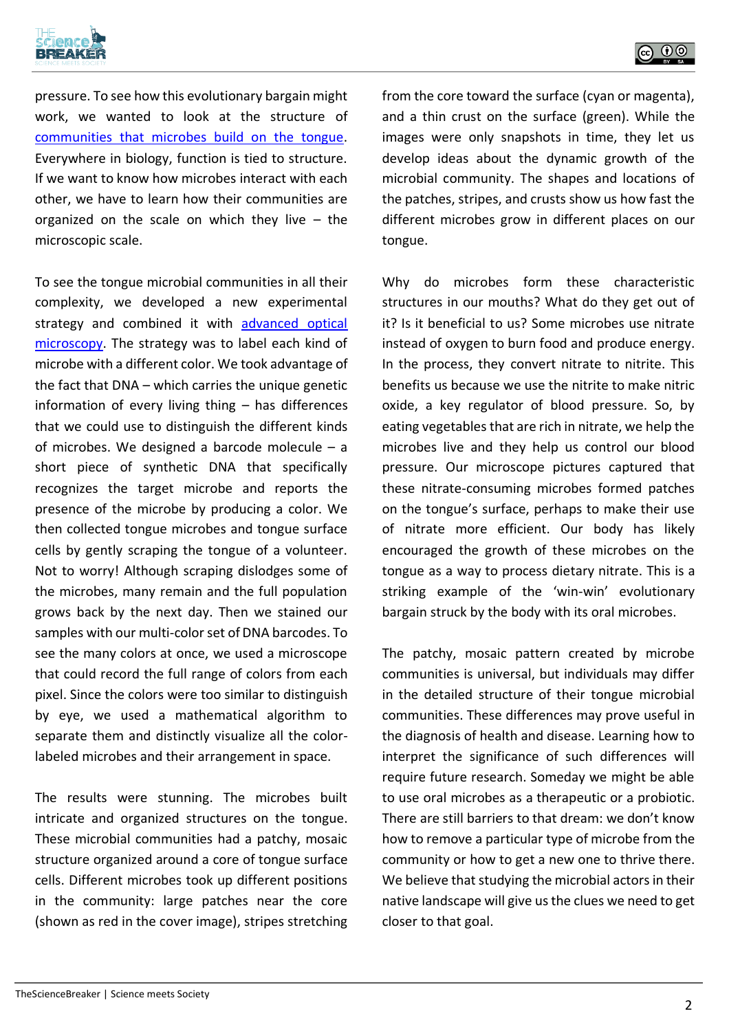pressure. To see how this evolutionary bargain might work, we wanted to look at the structure of communities that microbes build on the tongue. Everywhere in biology, function is tied to structure. If we want to know how microbes interact with each other, we have to learn how their communities are organized on the scale on which they live – the microscopic scale.

To see the tongue microbial communities in all their complexity, we developed a new experimental strategy and combined it with advanced optical microscopy. The strategy was to label each kind of microbe with a different color. We took advantage of the fact that DNA – which carries the unique genetic information of every living thing – has differences that we could use to distinguish the different kinds of microbes. We designed a barcode molecule – a short piece of synthetic DNA that specifically recognizes the target microbe and reports the presence of the microbe by producing a color. We then collected tongue microbes and tongue surface cells by gently scraping the tongue of a volunteer. Not to worry! Although scraping dislodges some of the microbes, many remain and the full population grows back by the next day. Then we stained our samples with our multi-color set of DNA barcodes. To see the many colors at once, we used a microscope that could record the full range of colors from each pixel. Since the colors were too similar to distinguish by eye, we used a mathematical algorithm to separate them and distinctly visualize all the color-labeled microbes and their arrangement in space.

The results were stunning. The microbes built intricate and organized structures on the tongue. These microbial communities had a patchy, mosaic structure organized around a core of tongue surface cells. Different microbes took up different positions in the community: large patches near the core (shown as red in the cover image), stripes stretching from the core toward the surface (cyan or magenta), and a thin crust on the surface (green). While the images were only snapshots in time, they let us develop ideas about the dynamic growth of the microbial community. The shapes and locations of the patches, stripes, and crusts show us how fast the different microbes grow in different places on our tongue.

Why do microbes form these characteristic structures in our mouths? What do they get out of it? Is it beneficial to us? Some microbes use nitrate instead of oxygen to burn food and produce energy. In the process, they convert nitrate to nitrite. This benefits us because we use the nitrite to make nitric oxide, a key regulator of blood pressure. So, by eating vegetables that are rich in nitrate, we help the microbes live and they help us control our blood pressure. Our microscope pictures captured that these nitrate-consuming microbes formed patches on the tongue's surface, perhaps to make their use of nitrate more efficient. Our body has likely encouraged the growth of these microbes on the tongue as a way to process dietary nitrate. This is a striking example of the 'win-win' evolutionary bargain struck by the body with its oral microbes.

The patchy, mosaic pattern created by microbe communities is universal, but individuals may differ in the detailed structure of their tongue microbial communities. These differences may prove useful in the diagnosis of health and disease. Learning how to interpret the significance of such differences will require future research. Someday we might be able to use oral microbes as a therapeutic or a probiotic. There are still barriers to that dream: we don't know how to remove a particular type of microbe from the community or how to get a new one to thrive there. We believe that studying the microbial actors in their native landscape will give us the clues we need to get closer to that goal.